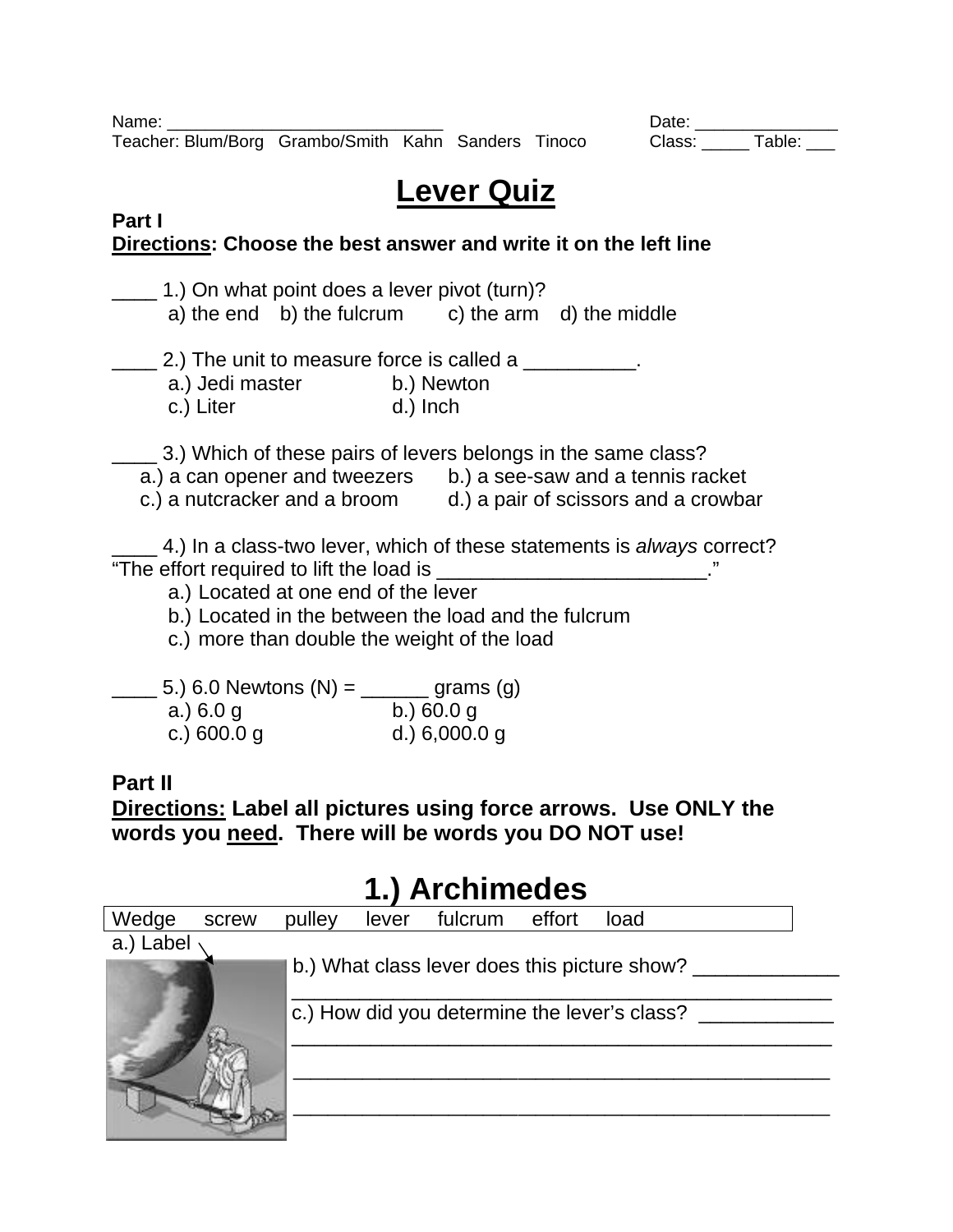Name: ______________________________ Date: _______________

Teacher: Blum/Borg Grambo/Smith Kahn Sanders Tinoco Class: _____ Table: ___

# Lever Quiz

**Part I**

**Directions: Choose the best answer and write it on the left line**

____ 1.) On what point does a lever pivot (turn)?
a) the end b) the fulcrum c) the arm d) the middle

____ 2.) The unit to measure force is called a __________.
a.) Jedi master b.) Newton
c.) Liter d.) Inch

____ 3.) Which of these pairs of levers belongs in the same class?
a.) a can opener and tweezers b.) a see-saw and a tennis racket
c.) a nutcracker and a broom d.) a pair of scissors and a crowbar

____ 4.) In a class-two lever, which of these statements is *always* correct?
"The effort required to lift the load is ________________________."
a.) Located at one end of the lever
b.) Located in the between the load and the fulcrum
c.) more than double the weight of the load

____ 5.) 6.0 Newtons (N) = ______ grams (g)
a.) 6.0 g b.) 60.0 g
c.) 600.0 g d.) 6,000.0 g

**Part II**

**Directions: Label all pictures using force arrows. Use ONLY the words you need. There will be words you DO NOT use!**

## 1.) Archimedes

| Wedge | screw | pulley | lever | fulcrum | effort | load |
|---|---|---|---|---|---|---|

a.) Label

b.) What class lever does this picture show? _____________
_________________________________________________

c.) How did you determine the lever's class? ____________
_________________________________________________
_________________________________________________
_________________________________________________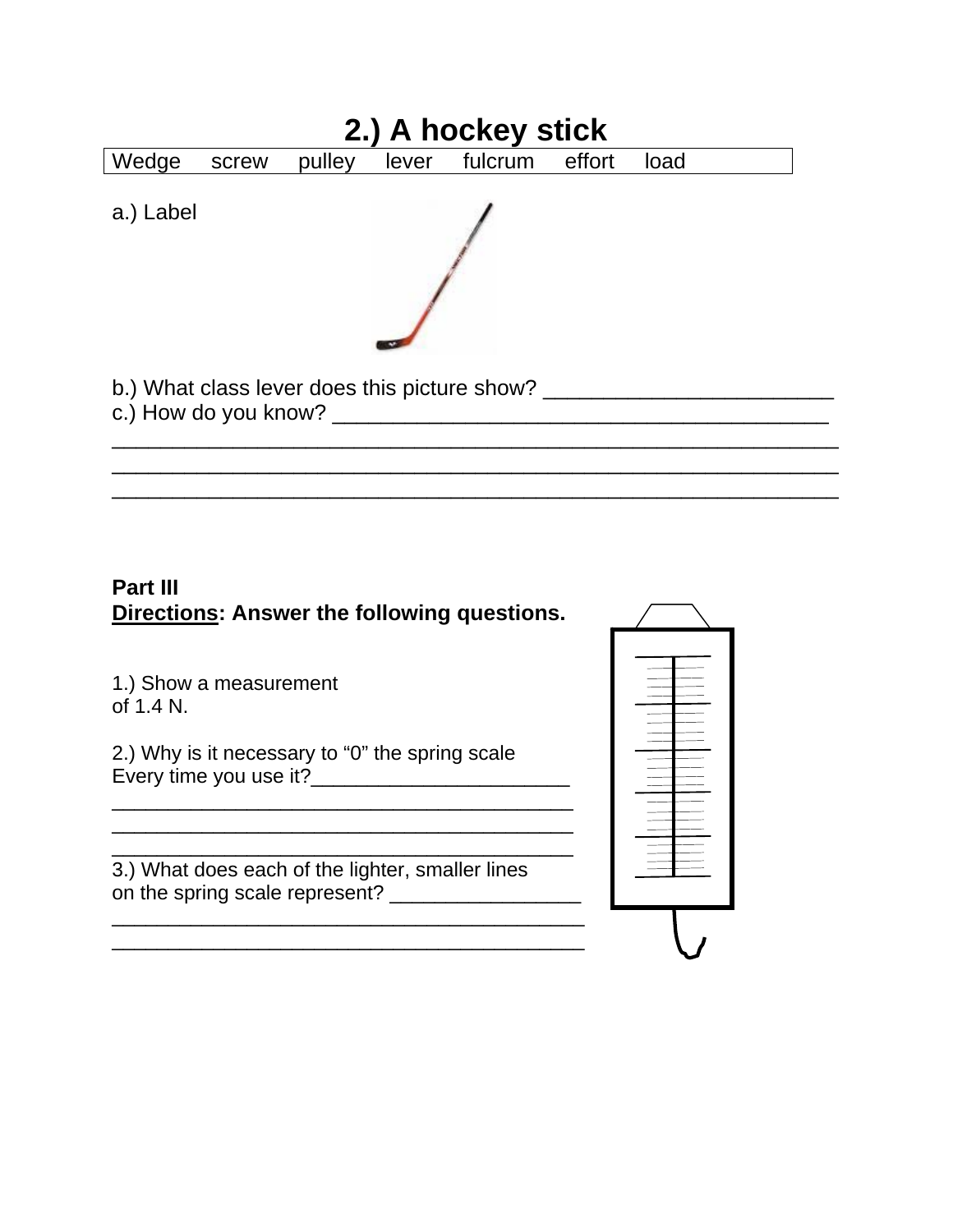# 2.) A hockey stick

| | | | | | | |
|---|---|---|---|---|---|---|
| Wedge | screw | pulley | lever | fulcrum | effort | load |

a.) Label

b.) What class lever does this picture show? ________________________

c.) How do you know? __________________________________________

______________________________________________________________

______________________________________________________________

______________________________________________________________

**Part III**

**<u>Directions</u>: Answer the following questions.**

1.) Show a measurement of 1.4 N.

2.) Why is it necessary to "0" the spring scale Every time you use it?_______________________

________________________________________

________________________________________

________________________________________

3.) What does each of the lighter, smaller lines on the spring scale represent? _________________

__________________________________________

__________________________________________